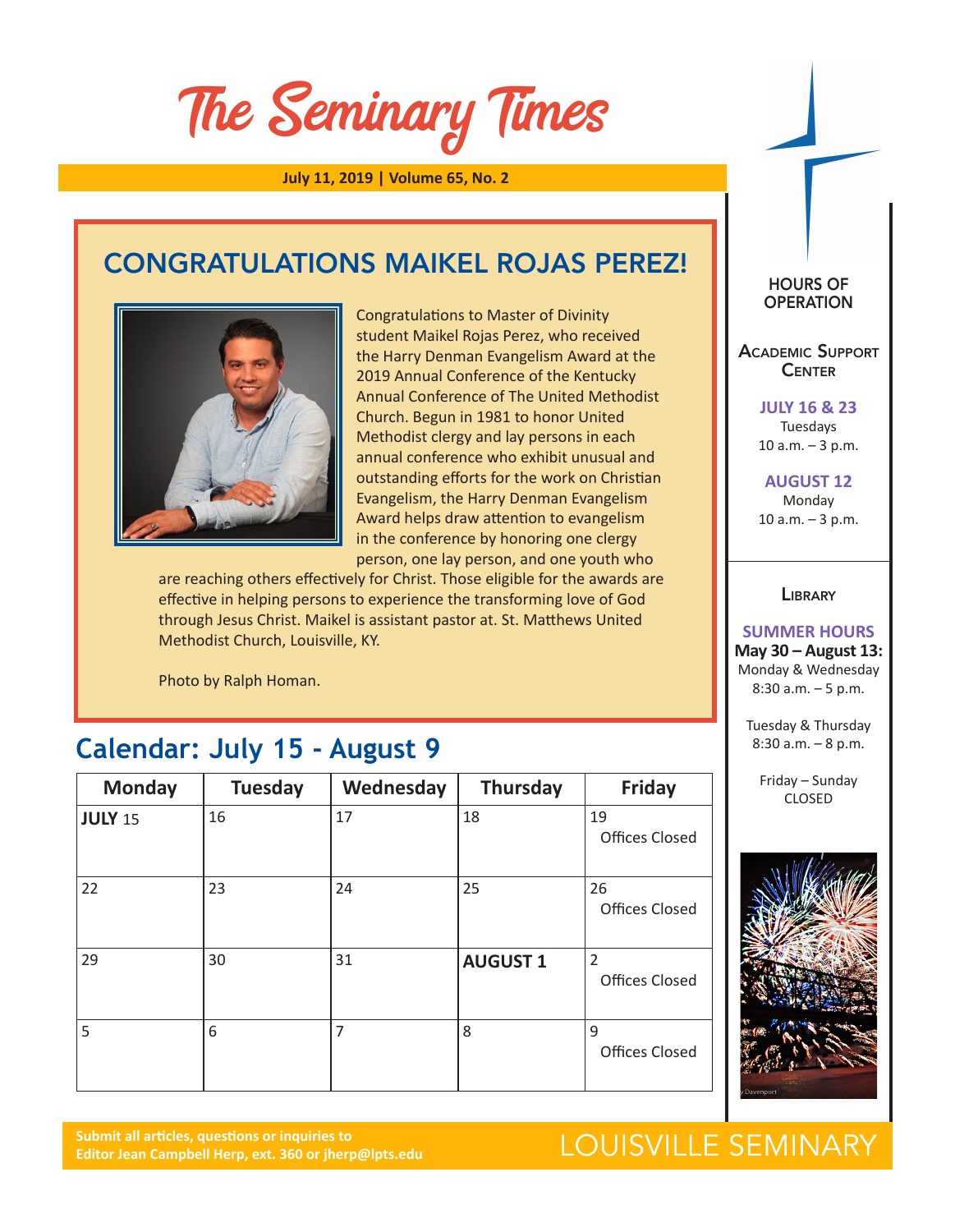# The Seminary Times

**July 11, 2019 | Volume 65, No. 2**

## CONGRATULATIONS MAIKEL ROJAS PEREZ!

Congratulations to Master of Divinity student Maikel Rojas Perez, who received the Harry Denman Evangelism Award at the 2019 Annual Conference of the Kentucky Annual Conference of The United Methodist Church. Begun in 1981 to honor United Methodist clergy and lay persons in each annual conference who exhibit unusual and outstanding efforts for the work on Christian Evangelism, the Harry Denman Evangelism Award helps draw attention to evangelism in the conference by honoring one clergy person, one lay person, and one youth who are reaching others effectively for Christ. Those eligible for the awards are effective in helping persons to experience the transforming love of God through Jesus Christ. Maikel is assistant pastor at. St. Matthews United Methodist Church, Louisville, KY.

Photo by Ralph Homan.

## Calendar: July 15 - August 9

| Monday | Tuesday | Wednesday | Thursday | Friday |
|---|---|---|---|---|
| **JULY** 15 | 16 | 17 | 18 | 19 Offices Closed |
| 22 | 23 | 24 | 25 | 26 Offices Closed |
| 29 | 30 | 31 | **AUGUST 1** | 2 Offices Closed |
| 5 | 6 | 7 | 8 | 9 Offices Closed |

### HOURS OF OPERATION

**Academic Support Center**

**JULY 16 & 23**
Tuesdays
10 a.m. – 3 p.m.

**AUGUST 12**
Monday
10 a.m. – 3 p.m.

**Library**

**SUMMER HOURS**
**May 30 – August 13:**
Monday & Wednesday
8:30 a.m. – 5 p.m.

Tuesday & Thursday
8:30 a.m. – 8 p.m.

Friday – Sunday
CLOSED

Submit all articles, questions or inquiries to Editor Jean Campbell Herp, ext. 360 or jherp@lpts.edu

LOUISVILLE SEMINARY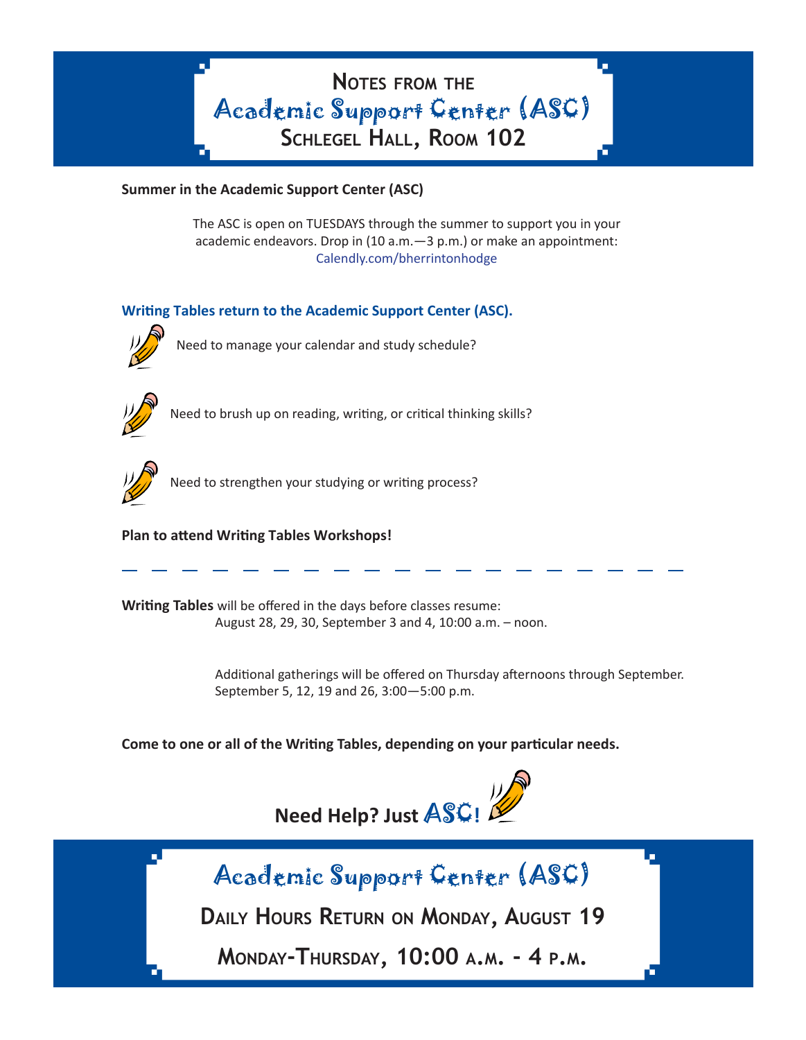# Notes from the Academic Support Center (ASC)

## Schlegel Hall, Room 102

**Summer in the Academic Support Center (ASC)**

The ASC is open on TUESDAYS through the summer to support you in your academic endeavors. Drop in (10 a.m.—3 p.m.) or make an appointment: Calendly.com/bherrintonhodge

**Writing Tables return to the Academic Support Center (ASC).**

- Need to manage your calendar and study schedule?
- Need to brush up on reading, writing, or critical thinking skills?
- Need to strengthen your studying or writing process?

**Plan to attend Writing Tables Workshops!**

---

**Writing Tables** will be offered in the days before classes resume:
August 28, 29, 30, September 3 and 4, 10:00 a.m. – noon.

Additional gatherings will be offered on Thursday afternoons through September.
September 5, 12, 19 and 26, 3:00—5:00 p.m.

**Come to one or all of the Writing Tables, depending on your particular needs.**

**Need Help? Just ASC!**

## Academic Support Center (ASC)

**Daily Hours Return on Monday, August 19**

**Monday-Thursday, 10:00 a.m. - 4 p.m.**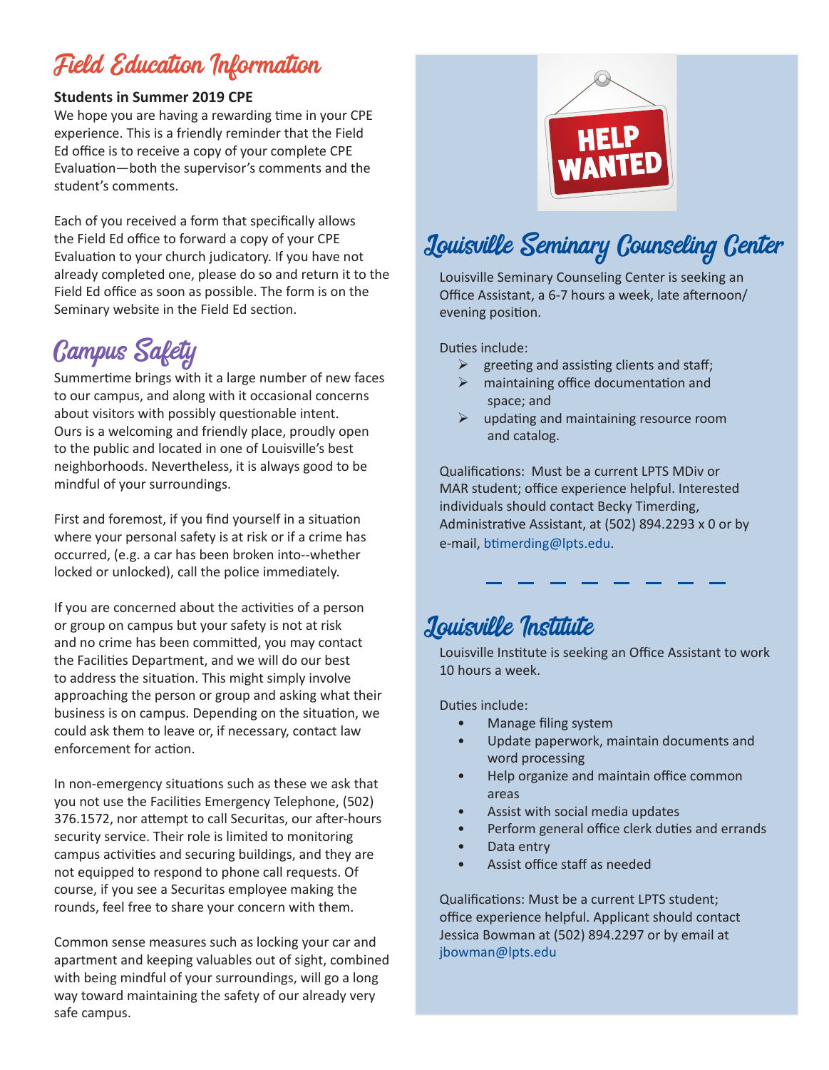# Field Education Information

**Students in Summer 2019 CPE**

We hope you are having a rewarding time in your CPE experience. This is a friendly reminder that the Field Ed office is to receive a copy of your complete CPE Evaluation—both the supervisor's comments and the student's comments.

Each of you received a form that specifically allows the Field Ed office to forward a copy of your CPE Evaluation to your church judicatory. If you have not already completed one, please do so and return it to the Field Ed office as soon as possible. The form is on the Seminary website in the Field Ed section.

# Campus Safety

Summertime brings with it a large number of new faces to our campus, and along with it occasional concerns about visitors with possibly questionable intent. Ours is a welcoming and friendly place, proudly open to the public and located in one of Louisville's best neighborhoods. Nevertheless, it is always good to be mindful of your surroundings.

First and foremost, if you find yourself in a situation where your personal safety is at risk or if a crime has occurred, (e.g. a car has been broken into--whether locked or unlocked), call the police immediately.

If you are concerned about the activities of a person or group on campus but your safety is not at risk and no crime has been committed, you may contact the Facilities Department, and we will do our best to address the situation. This might simply involve approaching the person or group and asking what their business is on campus. Depending on the situation, we could ask them to leave or, if necessary, contact law enforcement for action.

In non-emergency situations such as these we ask that you not use the Facilities Emergency Telephone, (502) 376.1572, nor attempt to call Securitas, our after-hours security service. Their role is limited to monitoring campus activities and securing buildings, and they are not equipped to respond to phone call requests. Of course, if you see a Securitas employee making the rounds, feel free to share your concern with them.

Common sense measures such as locking your car and apartment and keeping valuables out of sight, combined with being mindful of your surroundings, will go a long way toward maintaining the safety of our already very safe campus.

HELP WANTED

# Louisville Seminary Counseling Center

Louisville Seminary Counseling Center is seeking an Office Assistant, a 6-7 hours a week, late afternoon/evening position.

Duties include:

- greeting and assisting clients and staff;
- maintaining office documentation and space; and
- updating and maintaining resource room and catalog.

Qualifications: Must be a current LPTS MDiv or MAR student; office experience helpful. Interested individuals should contact Becky Timerding, Administrative Assistant, at (502) 894.2293 x 0 or by e-mail, btimerding@lpts.edu.

# Louisville Institute

Louisville Institute is seeking an Office Assistant to work 10 hours a week.

Duties include:

- Manage filing system
- Update paperwork, maintain documents and word processing
- Help organize and maintain office common areas
- Assist with social media updates
- Perform general office clerk duties and errands
- Data entry
- Assist office staff as needed

Qualifications: Must be a current LPTS student; office experience helpful. Applicant should contact Jessica Bowman at (502) 894.2297 or by email at jbowman@lpts.edu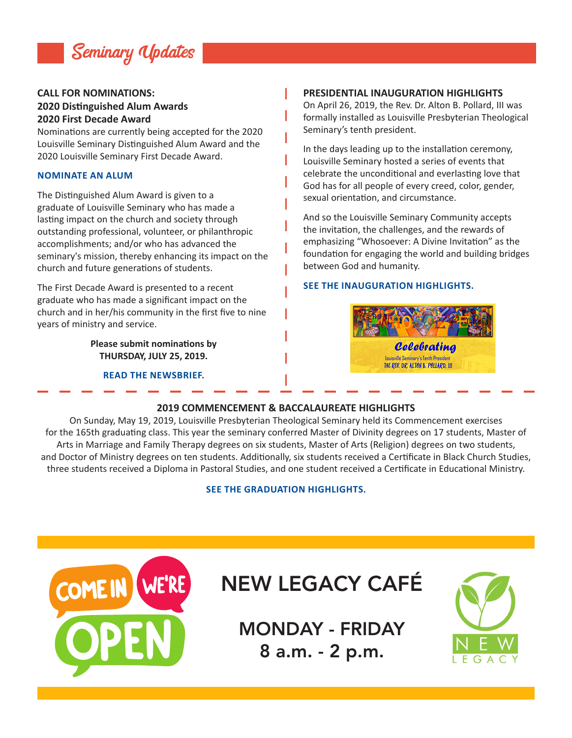# Seminary Updates

## CALL FOR NOMINATIONS:
## 2020 Distinguished Alum Awards
## 2020 First Decade Award

Nominations are currently being accepted for the 2020 Louisville Seminary Distinguished Alum Award and the 2020 Louisville Seminary First Decade Award.

**NOMINATE AN ALUM**

The Distinguished Alum Award is given to a graduate of Louisville Seminary who has made a lasting impact on the church and society through outstanding professional, volunteer, or philanthropic accomplishments; and/or who has advanced the seminary's mission, thereby enhancing its impact on the church and future generations of students.

The First Decade Award is presented to a recent graduate who has made a significant impact on the church and in her/his community in the first five to nine years of ministry and service.

**Please submit nominations by THURSDAY, JULY 25, 2019.**

**READ THE NEWSBRIEF.**

## PRESIDENTIAL INAUGURATION HIGHLIGHTS

On April 26, 2019, the Rev. Dr. Alton B. Pollard, III was formally installed as Louisville Presbyterian Theological Seminary's tenth president.

In the days leading up to the installation ceremony, Louisville Seminary hosted a series of events that celebrate the unconditional and everlasting love that God has for all people of every creed, color, gender, sexual orientation, and circumstance.

And so the Louisville Seminary Community accepts the invitation, the challenges, and the rewards of emphasizing "Whosoever: A Divine Invitation" as the foundation for engaging the world and building bridges between God and humanity.

**SEE THE INAUGURATION HIGHLIGHTS.**

Celebrating
Louisville Seminary's Tenth President
The Rev. Dr. Alton B. Pollard, III

## 2019 COMMENCEMENT & BACCALAUREATE HIGHLIGHTS

On Sunday, May 19, 2019, Louisville Presbyterian Theological Seminary held its Commencement exercises for the 165th graduating class. This year the seminary conferred Master of Divinity degrees on 17 students, Master of Arts in Marriage and Family Therapy degrees on six students, Master of Arts (Religion) degrees on two students, and Doctor of Ministry degrees on ten students. Additionally, six students received a Certificate in Black Church Studies, three students received a Diploma in Pastoral Studies, and one student received a Certificate in Educational Ministry.

**SEE THE GRADUATION HIGHLIGHTS.**

COME IN WE'RE OPEN

# NEW LEGACY CAFÉ

## MONDAY - FRIDAY
## 8 a.m. - 2 p.m.

NEW LEGACY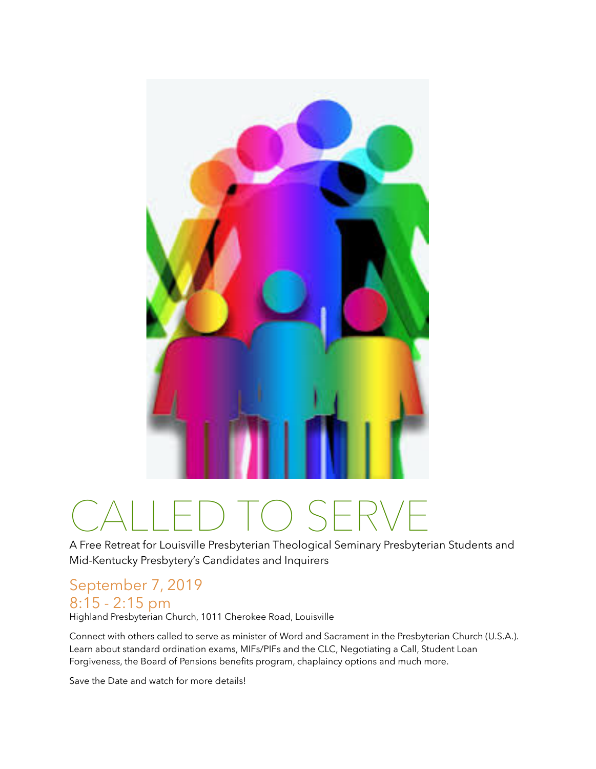# CALLED TO SERVE

A Free Retreat for Louisville Presbyterian Theological Seminary Presbyterian Students and Mid-Kentucky Presbytery's Candidates and Inquirers

## September 7, 2019
## 8:15 - 2:15 pm

Highland Presbyterian Church, 1011 Cherokee Road, Louisville

Connect with others called to serve as minister of Word and Sacrament in the Presbyterian Church (U.S.A.). Learn about standard ordination exams, MIFs/PIFs and the CLC, Negotiating a Call, Student Loan Forgiveness, the Board of Pensions benefits program, chaplaincy options and much more.

Save the Date and watch for more details!